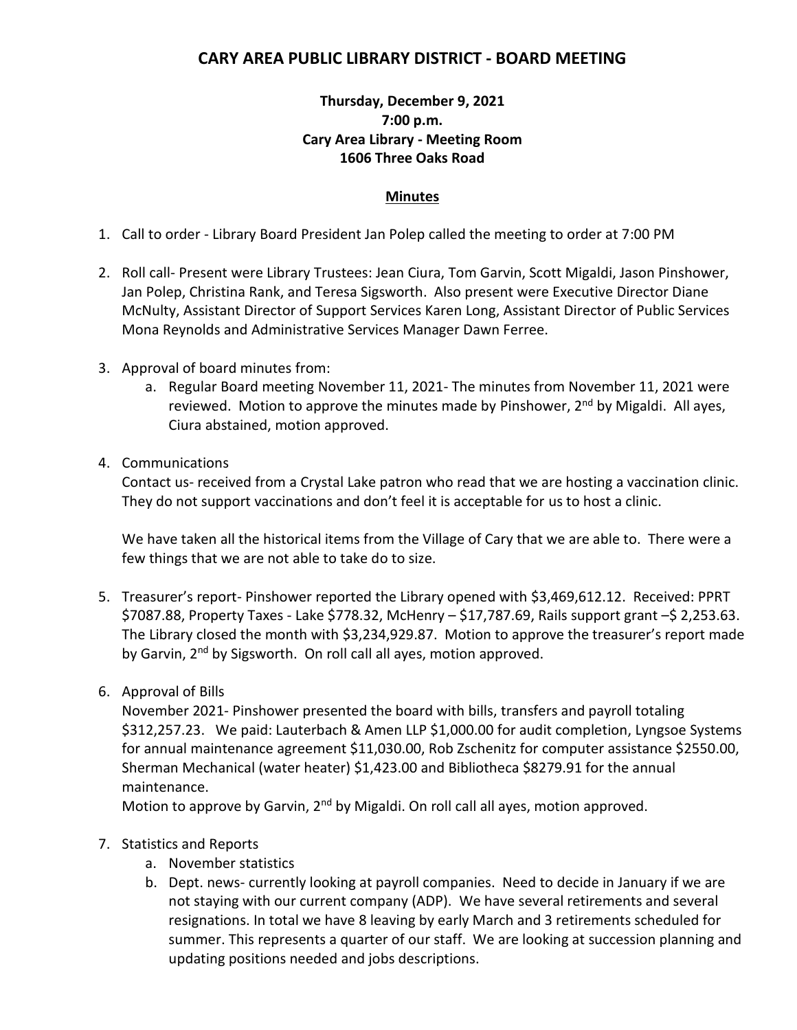# CARY AREA PUBLIC LIBRARY DISTRICT - BOARD MEETING

**Thursday, December 9, 2021**
**7:00 p.m.**
**Cary Area Library - Meeting Room**
**1606 Three Oaks Road**

## Minutes

1. Call to order - Library Board President Jan Polep called the meeting to order at 7:00 PM

2. Roll call- Present were Library Trustees: Jean Ciura, Tom Garvin, Scott Migaldi, Jason Pinshower, Jan Polep, Christina Rank, and Teresa Sigsworth. Also present were Executive Director Diane McNulty, Assistant Director of Support Services Karen Long, Assistant Director of Public Services Mona Reynolds and Administrative Services Manager Dawn Ferree.

3. Approval of board minutes from:
   a. Regular Board meeting November 11, 2021- The minutes from November 11, 2021 were reviewed. Motion to approve the minutes made by Pinshower, 2nd by Migaldi. All ayes, Ciura abstained, motion approved.

4. Communications
   Contact us- received from a Crystal Lake patron who read that we are hosting a vaccination clinic. They do not support vaccinations and don't feel it is acceptable for us to host a clinic.

   We have taken all the historical items from the Village of Cary that we are able to. There were a few things that we are not able to take do to size.

5. Treasurer's report- Pinshower reported the Library opened with $3,469,612.12. Received: PPRT $7087.88, Property Taxes - Lake $778.32, McHenry – $17,787.69, Rails support grant –$ 2,253.63. The Library closed the month with $3,234,929.87. Motion to approve the treasurer's report made by Garvin, 2nd by Sigsworth. On roll call all ayes, motion approved.

6. Approval of Bills
   November 2021- Pinshower presented the board with bills, transfers and payroll totaling $312,257.23. We paid: Lauterbach & Amen LLP $1,000.00 for audit completion, Lyngsoe Systems for annual maintenance agreement $11,030.00, Rob Zschenitz for computer assistance $2550.00, Sherman Mechanical (water heater) $1,423.00 and Bibliotheca $8279.91 for the annual maintenance.
   Motion to approve by Garvin, 2nd by Migaldi. On roll call all ayes, motion approved.

7. Statistics and Reports
   a. November statistics
   b. Dept. news- currently looking at payroll companies. Need to decide in January if we are not staying with our current company (ADP). We have several retirements and several resignations. In total we have 8 leaving by early March and 3 retirements scheduled for summer. This represents a quarter of our staff. We are looking at succession planning and updating positions needed and jobs descriptions.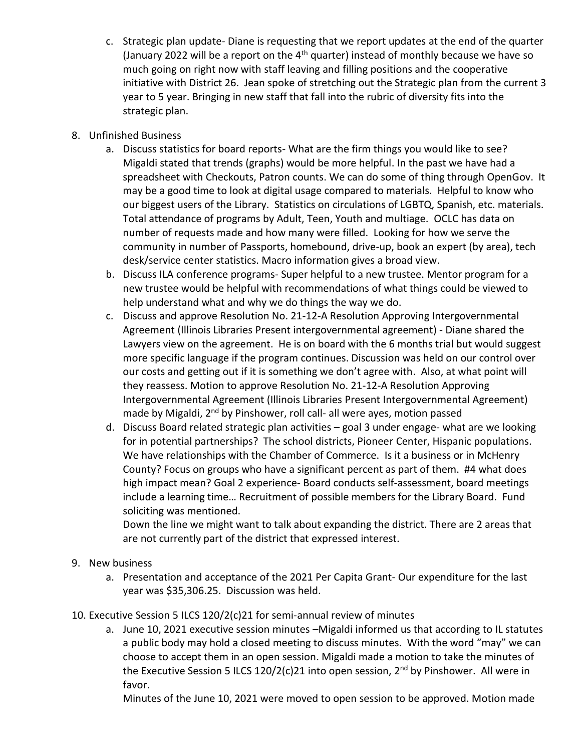c. Strategic plan update- Diane is requesting that we report updates at the end of the quarter (January 2022 will be a report on the 4th quarter) instead of monthly because we have so much going on right now with staff leaving and filling positions and the cooperative initiative with District 26. Jean spoke of stretching out the Strategic plan from the current 3 year to 5 year. Bringing in new staff that fall into the rubric of diversity fits into the strategic plan.

8. Unfinished Business
   a. Discuss statistics for board reports- What are the firm things you would like to see? Migaldi stated that trends (graphs) would be more helpful. In the past we have had a spreadsheet with Checkouts, Patron counts. We can do some of thing through OpenGov. It may be a good time to look at digital usage compared to materials. Helpful to know who our biggest users of the Library. Statistics on circulations of LGBTQ, Spanish, etc. materials. Total attendance of programs by Adult, Teen, Youth and multiage. OCLC has data on number of requests made and how many were filled. Looking for how we serve the community in number of Passports, homebound, drive-up, book an expert (by area), tech desk/service center statistics. Macro information gives a broad view.
   b. Discuss ILA conference programs- Super helpful to a new trustee. Mentor program for a new trustee would be helpful with recommendations of what things could be viewed to help understand what and why we do things the way we do.
   c. Discuss and approve Resolution No. 21-12-A Resolution Approving Intergovernmental Agreement (Illinois Libraries Present intergovernmental agreement) - Diane shared the Lawyers view on the agreement. He is on board with the 6 months trial but would suggest more specific language if the program continues. Discussion was held on our control over our costs and getting out if it is something we don't agree with. Also, at what point will they reassess. Motion to approve Resolution No. 21-12-A Resolution Approving Intergovernmental Agreement (Illinois Libraries Present Intergovernmental Agreement) made by Migaldi, 2nd by Pinshower, roll call- all were ayes, motion passed
   d. Discuss Board related strategic plan activities – goal 3 under engage- what are we looking for in potential partnerships? The school districts, Pioneer Center, Hispanic populations. We have relationships with the Chamber of Commerce. Is it a business or in McHenry County? Focus on groups who have a significant percent as part of them. #4 what does high impact mean? Goal 2 experience- Board conducts self-assessment, board meetings include a learning time… Recruitment of possible members for the Library Board. Fund soliciting was mentioned.

      Down the line we might want to talk about expanding the district. There are 2 areas that are not currently part of the district that expressed interest.

9. New business
   a. Presentation and acceptance of the 2021 Per Capita Grant- Our expenditure for the last year was $35,306.25. Discussion was held.

10. Executive Session 5 ILCS 120/2(c)21 for semi-annual review of minutes
    a. June 10, 2021 executive session minutes –Migaldi informed us that according to IL statutes a public body may hold a closed meeting to discuss minutes. With the word "may" we can choose to accept them in an open session. Migaldi made a motion to take the minutes of the Executive Session 5 ILCS 120/2(c)21 into open session, 2nd by Pinshower. All were in favor.

       Minutes of the June 10, 2021 were moved to open session to be approved. Motion made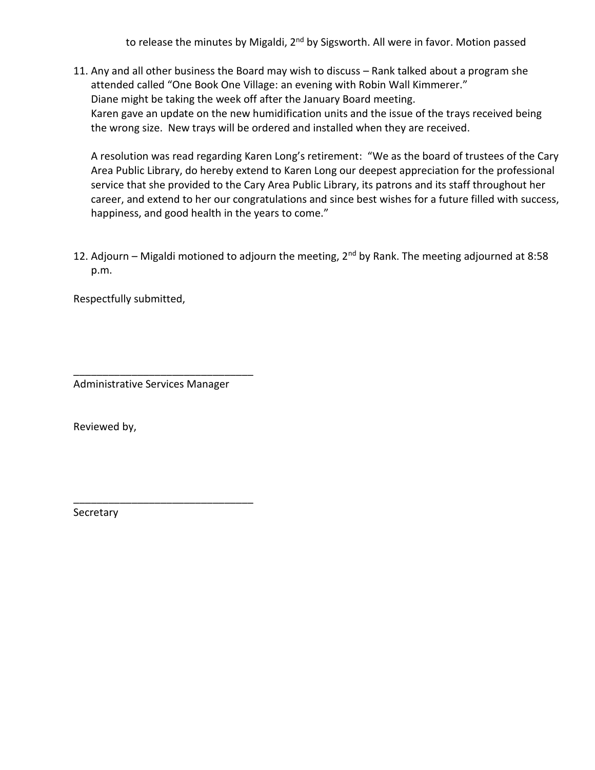to release the minutes by Migaldi, 2nd by Sigsworth. All were in favor. Motion passed

11. Any and all other business the Board may wish to discuss – Rank talked about a program she attended called "One Book One Village: an evening with Robin Wall Kimmerer."
    Diane might be taking the week off after the January Board meeting.
    Karen gave an update on the new humidification units and the issue of the trays received being the wrong size. New trays will be ordered and installed when they are received.

    A resolution was read regarding Karen Long's retirement: "We as the board of trustees of the Cary Area Public Library, do hereby extend to Karen Long our deepest appreciation for the professional service that she provided to the Cary Area Public Library, its patrons and its staff throughout her career, and extend to her our congratulations and since best wishes for a future filled with success, happiness, and good health in the years to come."

12. Adjourn – Migaldi motioned to adjourn the meeting, 2nd by Rank. The meeting adjourned at 8:58 p.m.

Respectfully submitted,

_______________________________
Administrative Services Manager

Reviewed by,

_______________________________
Secretary